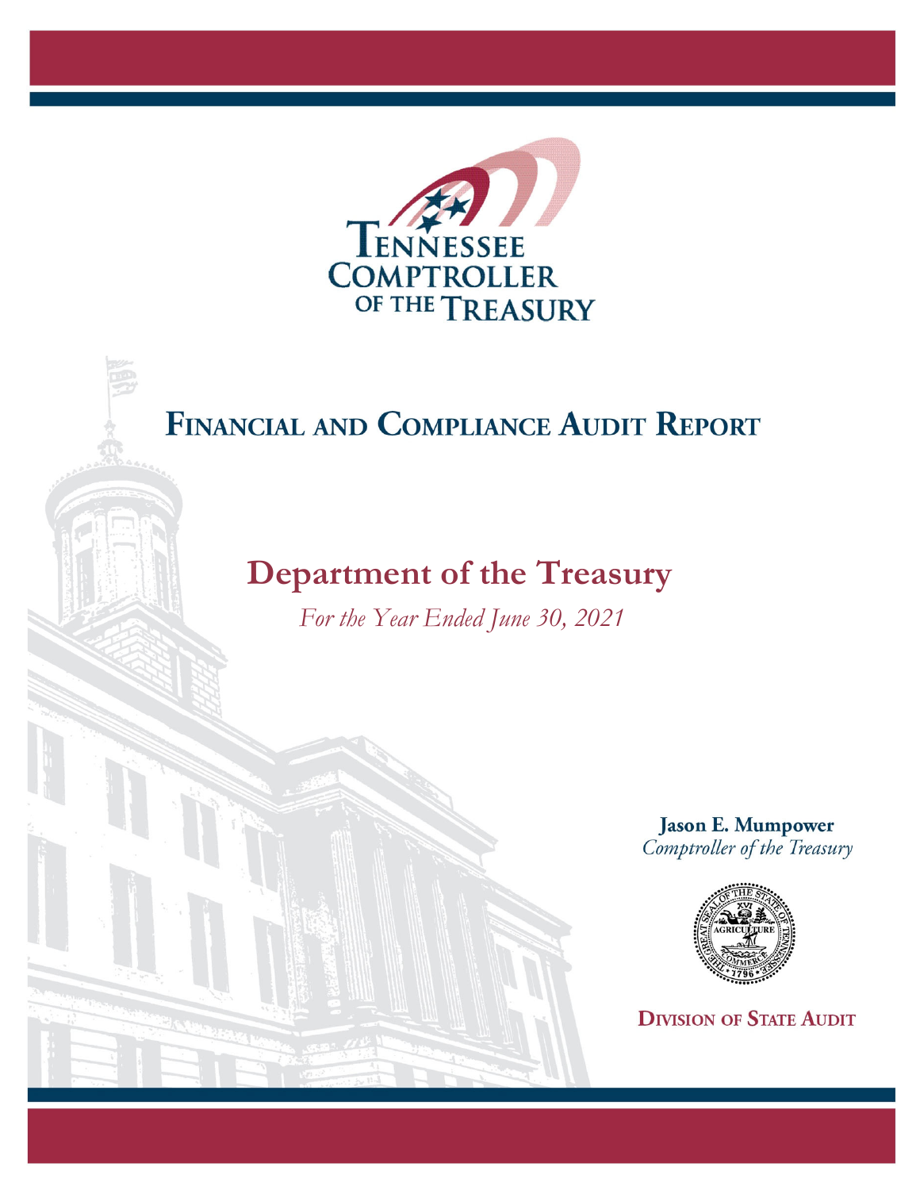Tennessee Comptroller of the Treasury

# Financial and Compliance Audit Report

## Department of the Treasury

*For the Year Ended June 30, 2021*

**Jason E. Mumpower**
*Comptroller of the Treasury*

**Division of State Audit**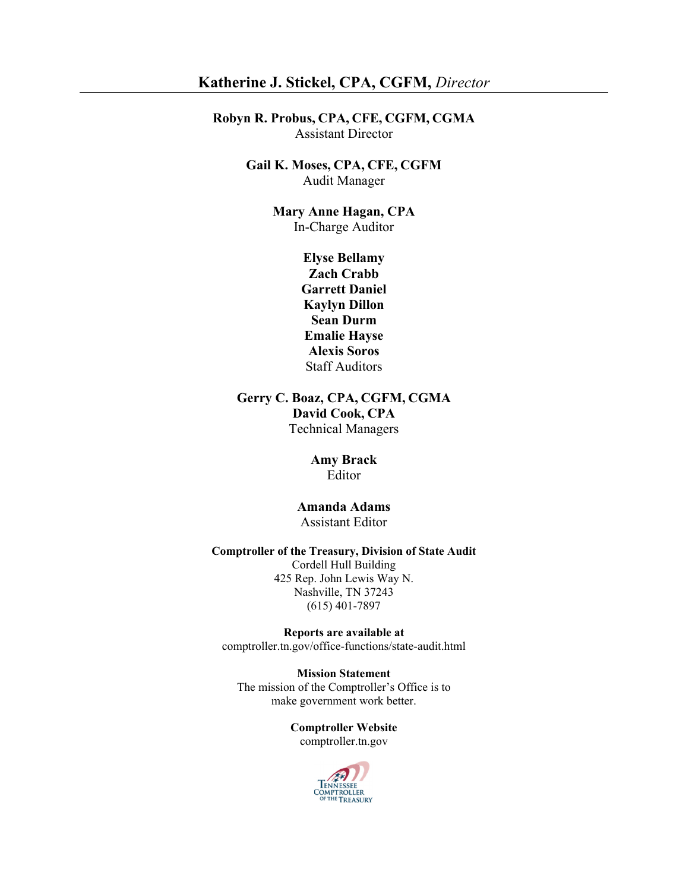**Katherine J. Stickel, CPA, CGFM,** *Director*

---

**Robyn R. Probus, CPA, CFE, CGFM, CGMA**
Assistant Director

**Gail K. Moses, CPA, CFE, CGFM**
Audit Manager

**Mary Anne Hagan, CPA**
In-Charge Auditor

**Elyse Bellamy**
**Zach Crabb**
**Garrett Daniel**
**Kaylyn Dillon**
**Sean Durm**
**Emalie Hayse**
**Alexis Soros**
Staff Auditors

**Gerry C. Boaz, CPA, CGFM, CGMA**
**David Cook, CPA**
Technical Managers

**Amy Brack**
Editor

**Amanda Adams**
Assistant Editor

**Comptroller of the Treasury, Division of State Audit**
Cordell Hull Building
425 Rep. John Lewis Way N.
Nashville, TN 37243
(615) 401-7897

**Reports are available at**
comptroller.tn.gov/office-functions/state-audit.html

**Mission Statement**
The mission of the Comptroller's Office is to make government work better.

**Comptroller Website**
comptroller.tn.gov

Tennessee Comptroller of the Treasury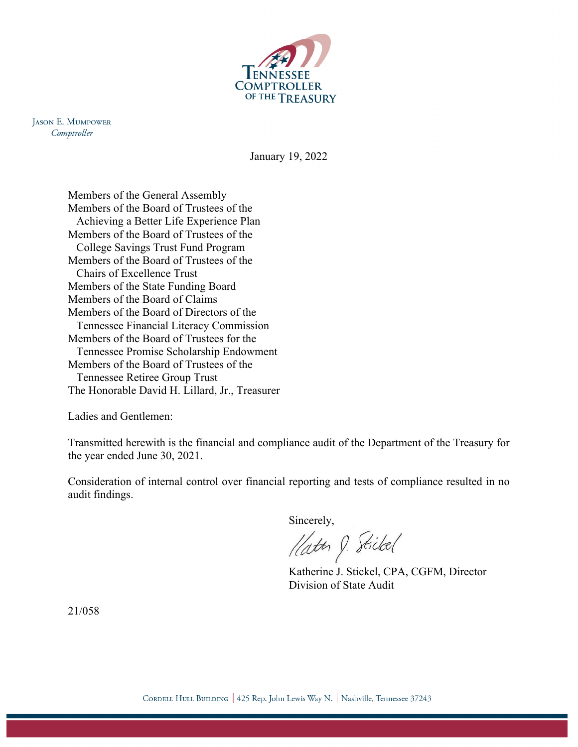Tennessee Comptroller of the Treasury

Jason E. Mumpower
*Comptroller*

January 19, 2022

Members of the General Assembly
Members of the Board of Trustees of the
  Achieving a Better Life Experience Plan
Members of the Board of Trustees of the
  College Savings Trust Fund Program
Members of the Board of Trustees of the
  Chairs of Excellence Trust
Members of the State Funding Board
Members of the Board of Claims
Members of the Board of Directors of the
  Tennessee Financial Literacy Commission
Members of the Board of Trustees for the
  Tennessee Promise Scholarship Endowment
Members of the Board of Trustees of the
  Tennessee Retiree Group Trust
The Honorable David H. Lillard, Jr., Treasurer

Ladies and Gentlemen:

Transmitted herewith is the financial and compliance audit of the Department of the Treasury for the year ended June 30, 2021.

Consideration of internal control over financial reporting and tests of compliance resulted in no audit findings.

Sincerely,

Katherine J. Stickel, CPA, CGFM, Director
Division of State Audit

21/058

Cordell Hull Building | 425 Rep. John Lewis Way N. | Nashville, Tennessee 37243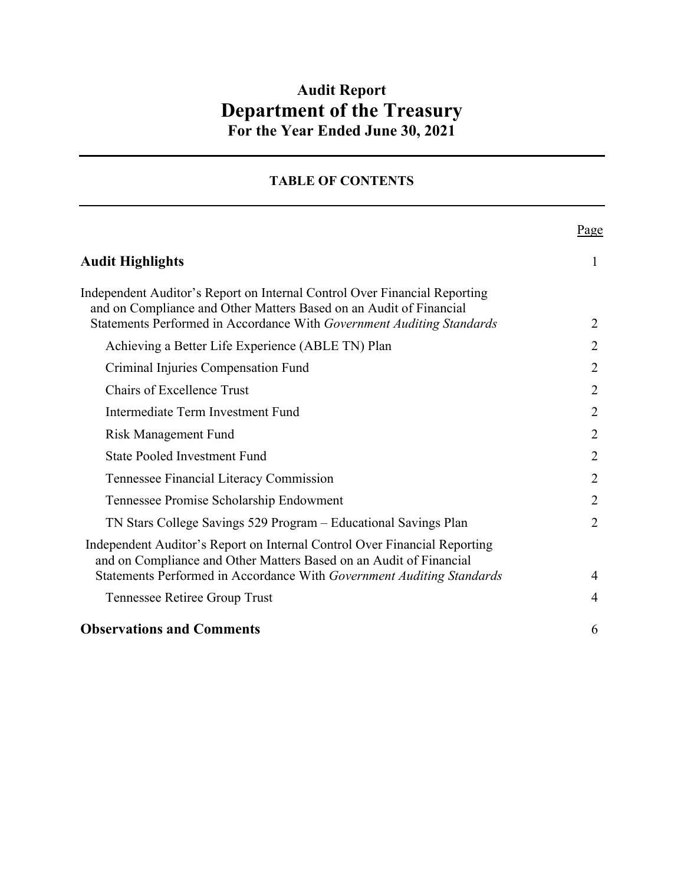# Audit Report
# Department of the Treasury
## For the Year Ended June 30, 2021

### TABLE OF CONTENTS

| | Page |
|---|---|
| **Audit Highlights** | 1 |
| Independent Auditor's Report on Internal Control Over Financial Reporting and on Compliance and Other Matters Based on an Audit of Financial Statements Performed in Accordance With *Government Auditing Standards* | 2 |
| Achieving a Better Life Experience (ABLE TN) Plan | 2 |
| Criminal Injuries Compensation Fund | 2 |
| Chairs of Excellence Trust | 2 |
| Intermediate Term Investment Fund | 2 |
| Risk Management Fund | 2 |
| State Pooled Investment Fund | 2 |
| Tennessee Financial Literacy Commission | 2 |
| Tennessee Promise Scholarship Endowment | 2 |
| TN Stars College Savings 529 Program – Educational Savings Plan | 2 |
| Independent Auditor's Report on Internal Control Over Financial Reporting and on Compliance and Other Matters Based on an Audit of Financial Statements Performed in Accordance With *Government Auditing Standards* | 4 |
| Tennessee Retiree Group Trust | 4 |
| **Observations and Comments** | 6 |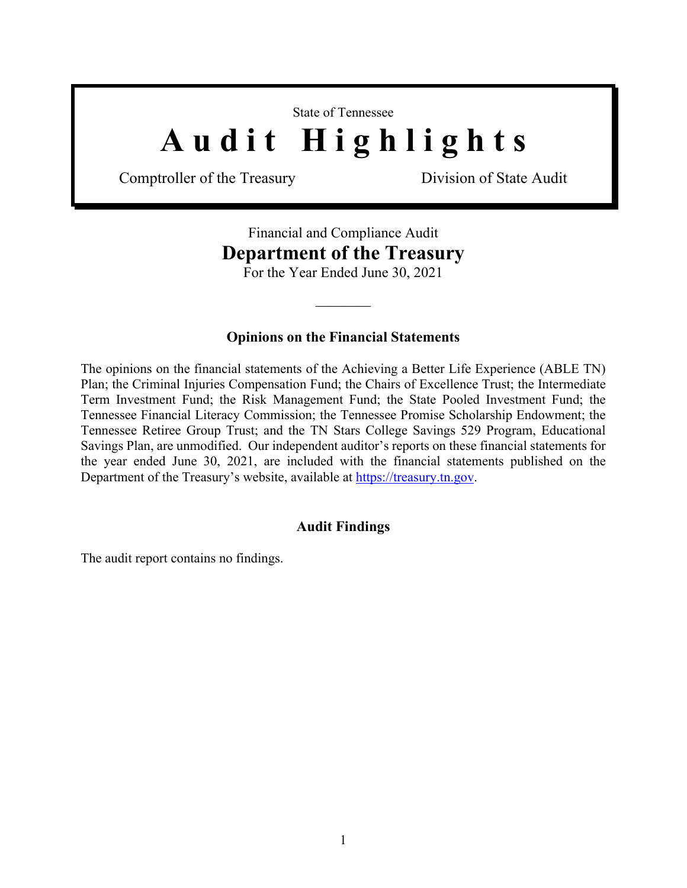State of Tennessee

# Audit Highlights

Comptroller of the Treasury　　　　　　　　Division of State Audit

Financial and Compliance Audit

## Department of the Treasury

For the Year Ended June 30, 2021

---

### Opinions on the Financial Statements

The opinions on the financial statements of the Achieving a Better Life Experience (ABLE TN) Plan; the Criminal Injuries Compensation Fund; the Chairs of Excellence Trust; the Intermediate Term Investment Fund; the Risk Management Fund; the State Pooled Investment Fund; the Tennessee Financial Literacy Commission; the Tennessee Promise Scholarship Endowment; the Tennessee Retiree Group Trust; and the TN Stars College Savings 529 Program, Educational Savings Plan, are unmodified. Our independent auditor's reports on these financial statements for the year ended June 30, 2021, are included with the financial statements published on the Department of the Treasury's website, available at [https://treasury.tn.gov](https://treasury.tn.gov).

### Audit Findings

The audit report contains no findings.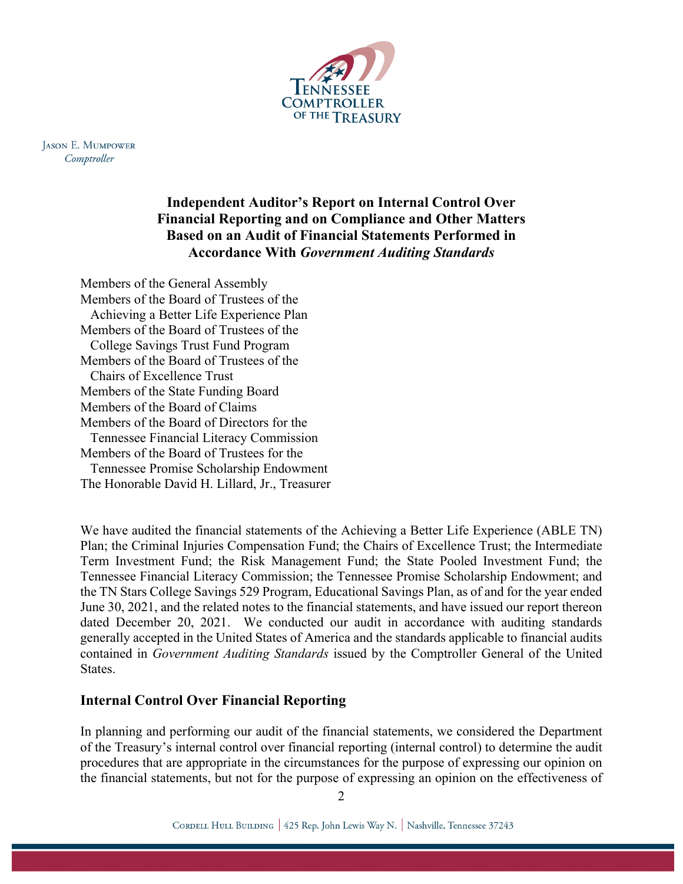Jason E. Mumpower
*Comptroller*

**Independent Auditor's Report on Internal Control Over Financial Reporting and on Compliance and Other Matters Based on an Audit of Financial Statements Performed in Accordance With *Government Auditing Standards***

Members of the General Assembly
Members of the Board of Trustees of the Achieving a Better Life Experience Plan
Members of the Board of Trustees of the College Savings Trust Fund Program
Members of the Board of Trustees of the Chairs of Excellence Trust
Members of the State Funding Board
Members of the Board of Claims
Members of the Board of Directors for the Tennessee Financial Literacy Commission
Members of the Board of Trustees for the Tennessee Promise Scholarship Endowment
The Honorable David H. Lillard, Jr., Treasurer

We have audited the financial statements of the Achieving a Better Life Experience (ABLE TN) Plan; the Criminal Injuries Compensation Fund; the Chairs of Excellence Trust; the Intermediate Term Investment Fund; the Risk Management Fund; the State Pooled Investment Fund; the Tennessee Financial Literacy Commission; the Tennessee Promise Scholarship Endowment; and the TN Stars College Savings 529 Program, Educational Savings Plan, as of and for the year ended June 30, 2021, and the related notes to the financial statements, and have issued our report thereon dated December 20, 2021. We conducted our audit in accordance with auditing standards generally accepted in the United States of America and the standards applicable to financial audits contained in *Government Auditing Standards* issued by the Comptroller General of the United States.

## Internal Control Over Financial Reporting

In planning and performing our audit of the financial statements, we considered the Department of the Treasury's internal control over financial reporting (internal control) to determine the audit procedures that are appropriate in the circumstances for the purpose of expressing our opinion on the financial statements, but not for the purpose of expressing an opinion on the effectiveness of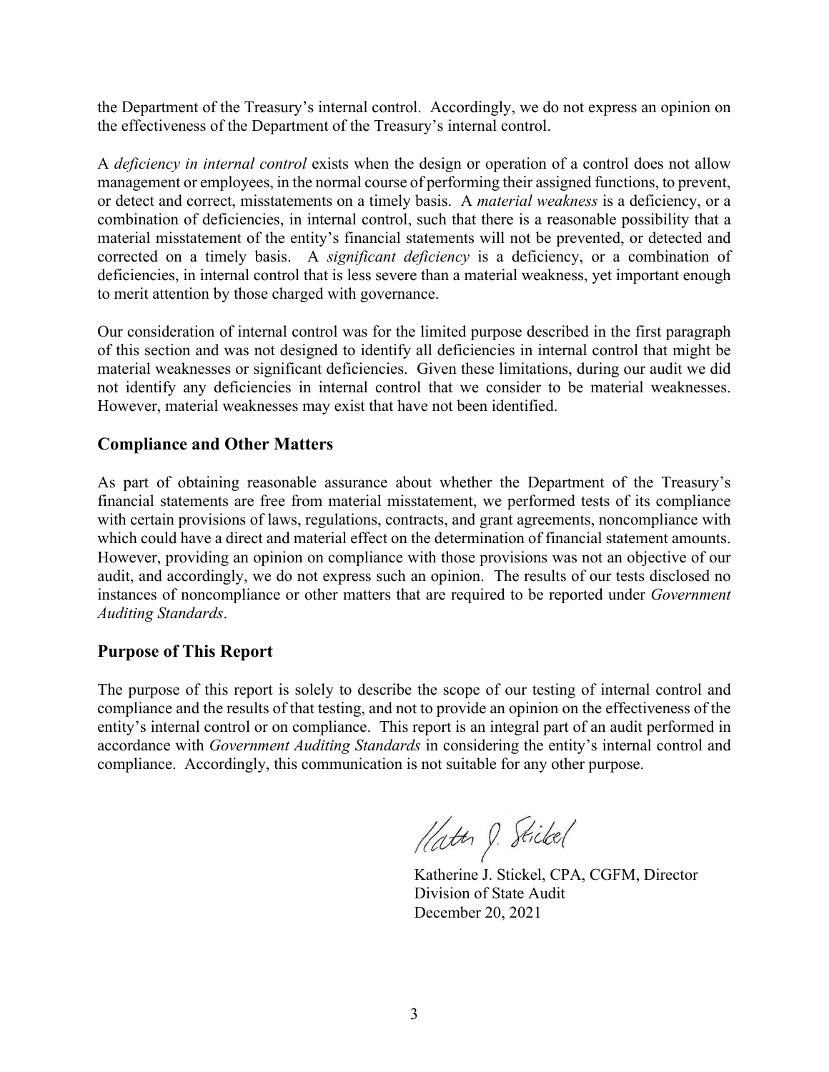the Department of the Treasury's internal control. Accordingly, we do not express an opinion on the effectiveness of the Department of the Treasury's internal control.

A *deficiency in internal control* exists when the design or operation of a control does not allow management or employees, in the normal course of performing their assigned functions, to prevent, or detect and correct, misstatements on a timely basis. A *material weakness* is a deficiency, or a combination of deficiencies, in internal control, such that there is a reasonable possibility that a material misstatement of the entity's financial statements will not be prevented, or detected and corrected on a timely basis. A *significant deficiency* is a deficiency, or a combination of deficiencies, in internal control that is less severe than a material weakness, yet important enough to merit attention by those charged with governance.

Our consideration of internal control was for the limited purpose described in the first paragraph of this section and was not designed to identify all deficiencies in internal control that might be material weaknesses or significant deficiencies. Given these limitations, during our audit we did not identify any deficiencies in internal control that we consider to be material weaknesses. However, material weaknesses may exist that have not been identified.

## Compliance and Other Matters

As part of obtaining reasonable assurance about whether the Department of the Treasury's financial statements are free from material misstatement, we performed tests of its compliance with certain provisions of laws, regulations, contracts, and grant agreements, noncompliance with which could have a direct and material effect on the determination of financial statement amounts. However, providing an opinion on compliance with those provisions was not an objective of our audit, and accordingly, we do not express such an opinion. The results of our tests disclosed no instances of noncompliance or other matters that are required to be reported under *Government Auditing Standards*.

## Purpose of This Report

The purpose of this report is solely to describe the scope of our testing of internal control and compliance and the results of that testing, and not to provide an opinion on the effectiveness of the entity's internal control or on compliance. This report is an integral part of an audit performed in accordance with *Government Auditing Standards* in considering the entity's internal control and compliance. Accordingly, this communication is not suitable for any other purpose.

Katherine J. Stickel, CPA, CGFM, Director
Division of State Audit
December 20, 2021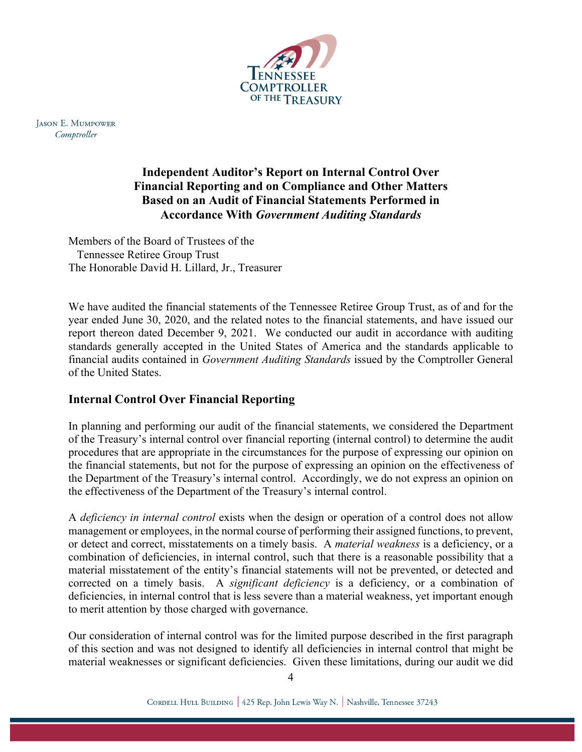Jason E. Mumpower
*Comptroller*

**Independent Auditor's Report on Internal Control Over Financial Reporting and on Compliance and Other Matters Based on an Audit of Financial Statements Performed in Accordance With *Government Auditing Standards***

Members of the Board of Trustees of the
Tennessee Retiree Group Trust
The Honorable David H. Lillard, Jr., Treasurer

We have audited the financial statements of the Tennessee Retiree Group Trust, as of and for the year ended June 30, 2020, and the related notes to the financial statements, and have issued our report thereon dated December 9, 2021. We conducted our audit in accordance with auditing standards generally accepted in the United States of America and the standards applicable to financial audits contained in *Government Auditing Standards* issued by the Comptroller General of the United States.

## Internal Control Over Financial Reporting

In planning and performing our audit of the financial statements, we considered the Department of the Treasury's internal control over financial reporting (internal control) to determine the audit procedures that are appropriate in the circumstances for the purpose of expressing our opinion on the financial statements, but not for the purpose of expressing an opinion on the effectiveness of the Department of the Treasury's internal control. Accordingly, we do not express an opinion on the effectiveness of the Department of the Treasury's internal control.

A *deficiency in internal control* exists when the design or operation of a control does not allow management or employees, in the normal course of performing their assigned functions, to prevent, or detect and correct, misstatements on a timely basis. A *material weakness* is a deficiency, or a combination of deficiencies, in internal control, such that there is a reasonable possibility that a material misstatement of the entity's financial statements will not be prevented, or detected and corrected on a timely basis. A *significant deficiency* is a deficiency, or a combination of deficiencies, in internal control that is less severe than a material weakness, yet important enough to merit attention by those charged with governance.

Our consideration of internal control was for the limited purpose described in the first paragraph of this section and was not designed to identify all deficiencies in internal control that might be material weaknesses or significant deficiencies. Given these limitations, during our audit we did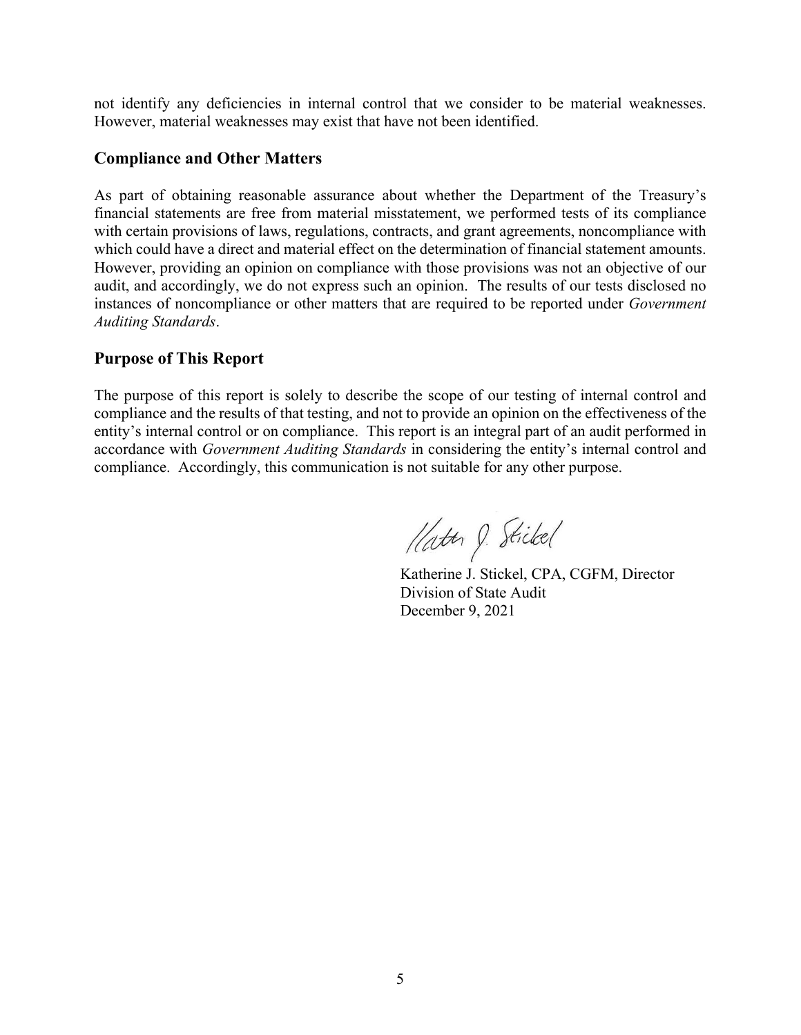not identify any deficiencies in internal control that we consider to be material weaknesses. However, material weaknesses may exist that have not been identified.

## Compliance and Other Matters

As part of obtaining reasonable assurance about whether the Department of the Treasury's financial statements are free from material misstatement, we performed tests of its compliance with certain provisions of laws, regulations, contracts, and grant agreements, noncompliance with which could have a direct and material effect on the determination of financial statement amounts. However, providing an opinion on compliance with those provisions was not an objective of our audit, and accordingly, we do not express such an opinion. The results of our tests disclosed no instances of noncompliance or other matters that are required to be reported under *Government Auditing Standards*.

## Purpose of This Report

The purpose of this report is solely to describe the scope of our testing of internal control and compliance and the results of that testing, and not to provide an opinion on the effectiveness of the entity's internal control or on compliance. This report is an integral part of an audit performed in accordance with *Government Auditing Standards* in considering the entity's internal control and compliance. Accordingly, this communication is not suitable for any other purpose.

Katherine J. Stickel, CPA, CGFM, Director
Division of State Audit
December 9, 2021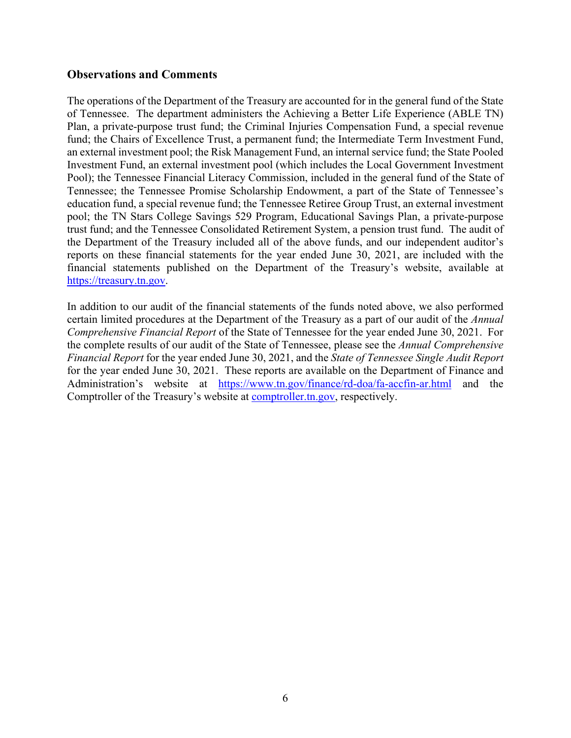## Observations and Comments

The operations of the Department of the Treasury are accounted for in the general fund of the State of Tennessee. The department administers the Achieving a Better Life Experience (ABLE TN) Plan, a private-purpose trust fund; the Criminal Injuries Compensation Fund, a special revenue fund; the Chairs of Excellence Trust, a permanent fund; the Intermediate Term Investment Fund, an external investment pool; the Risk Management Fund, an internal service fund; the State Pooled Investment Fund, an external investment pool (which includes the Local Government Investment Pool); the Tennessee Financial Literacy Commission, included in the general fund of the State of Tennessee; the Tennessee Promise Scholarship Endowment, a part of the State of Tennessee's education fund, a special revenue fund; the Tennessee Retiree Group Trust, an external investment pool; the TN Stars College Savings 529 Program, Educational Savings Plan, a private-purpose trust fund; and the Tennessee Consolidated Retirement System, a pension trust fund. The audit of the Department of the Treasury included all of the above funds, and our independent auditor's reports on these financial statements for the year ended June 30, 2021, are included with the financial statements published on the Department of the Treasury's website, available at https://treasury.tn.gov.

In addition to our audit of the financial statements of the funds noted above, we also performed certain limited procedures at the Department of the Treasury as a part of our audit of the *Annual Comprehensive Financial Report* of the State of Tennessee for the year ended June 30, 2021. For the complete results of our audit of the State of Tennessee, please see the *Annual Comprehensive Financial Report* for the year ended June 30, 2021, and the *State of Tennessee Single Audit Report* for the year ended June 30, 2021. These reports are available on the Department of Finance and Administration's website at https://www.tn.gov/finance/rd-doa/fa-accfin-ar.html and the Comptroller of the Treasury's website at comptroller.tn.gov, respectively.